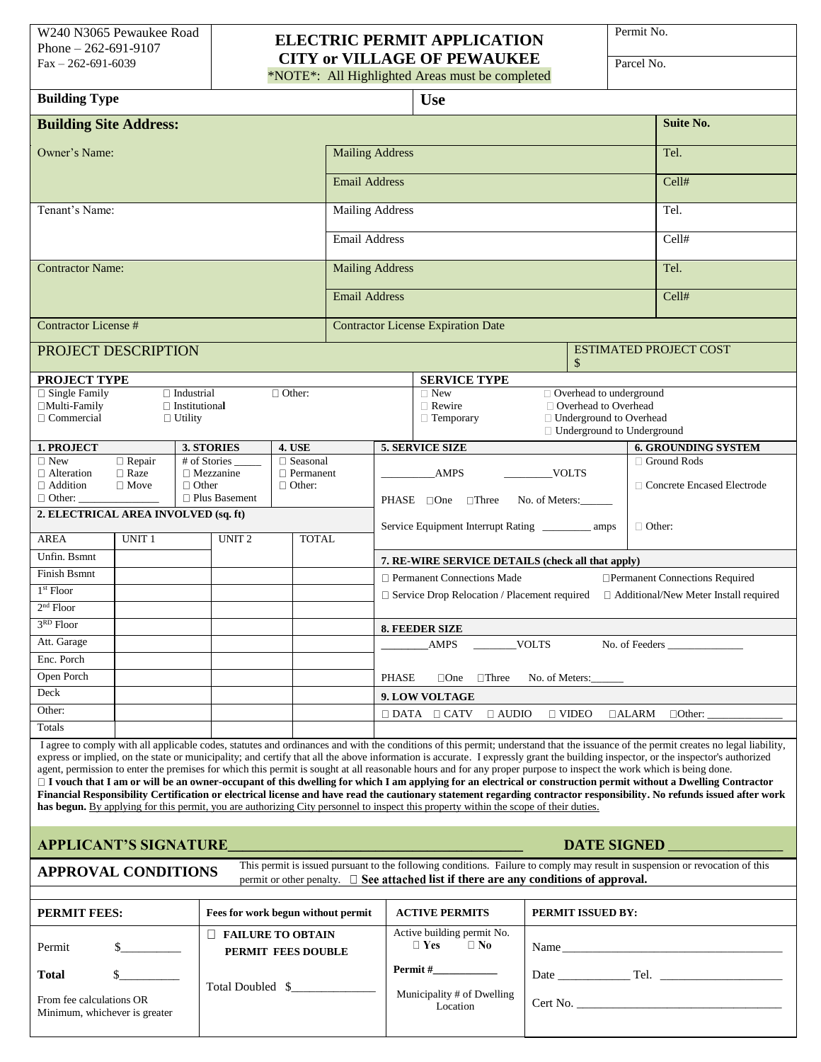W240 N3065 Pewaukee Road
Phone – 262-691-9107
Fax – 262-691-6039

# ELECTRIC PERMIT APPLICATION
## CITY or VILLAGE OF PEWAUKEE

*NOTE*: All Highlighted Areas must be completed

Permit No.

Parcel No.

| **Building Type** | **Use** |
|---|---|

| **Building Site Address:** | | **Suite No.** |
|---|---|---|
| Owner's Name: | Mailing Address | Tel. |
| | Email Address | Cell# |
| Tenant's Name: | Mailing Address | Tel. |
| | Email Address | Cell# |
| Contractor Name: | Mailing Address | Tel. |
| | Email Address | Cell# |
| Contractor License # | Contractor License Expiration Date | |

| PROJECT DESCRIPTION | ESTIMATED PROJECT COST $ |
|---|---|

**PROJECT TYPE**

- ☐ Single Family
- ☐ Multi-Family
- ☐ Commercial
- ☐ Industrial
- ☐ Institutional
- ☐ Utility
- ☐ Other:

**SERVICE TYPE**

- ☐ New
- ☐ Rewire
- ☐ Temporary
- ☐ Overhead to underground
- ☐ Overhead to Overhead
- ☐ Underground to Overhead
- ☐ Underground to Underground

**1. PROJECT**

- ☐ New
- ☐ Alteration
- ☐ Addition
- ☐ Other: _______________
- ☐ Repair
- ☐ Raze
- ☐ Move

**3. STORIES**

- # of Stories _____
- ☐ Mezzanine
- ☐ Other
- ☐ Plus Basement

**4. USE**

- ☐ Seasonal
- ☐ Permanent
- ☐ Other:

**2. ELECTRICAL AREA INVOLVED (sq. ft)**

| AREA | UNIT 1 | UNIT 2 | TOTAL |
|---|---|---|---|
| Unfin. Bsmnt | | | |
| Finish Bsmnt | | | |
| 1st Floor | | | |
| 2nd Floor | | | |
| 3RD Floor | | | |
| Att. Garage | | | |
| Enc. Porch | | | |
| Open Porch | | | |
| Deck | | | |
| Other: | | | |
| Totals | | | |

**5. SERVICE SIZE**

_________AMPS _________VOLTS

PHASE ☐One ☐Three No. of Meters:______

Service Equipment Interrupt Rating _________ amps

**6. GROUNDING SYSTEM**

- ☐ Ground Rods
- ☐ Concrete Encased Electrode
- ☐ Other:

**7. RE-WIRE SERVICE DETAILS (check all that apply)**

- ☐ Permanent Connections Made
- ☐ Permanent Connections Required
- ☐ Service Drop Relocation / Placement required
- ☐ Additional/New Meter Install required

**8. FEEDER SIZE**

________AMPS ________VOLTS No. of Feeders ______________

PHASE ☐One ☐Three No. of Meters:______

**9. LOW VOLTAGE**

☐ DATA ☐ CATV ☐ AUDIO ☐ VIDEO ☐ALARM ☐Other: ______________

I agree to comply with all applicable codes, statutes and ordinances and with the conditions of this permit; understand that the issuance of the permit creates no legal liability, express or implied, on the state or municipality; and certify that all the above information is accurate. I expressly grant the building inspector, or the inspector's authorized agent, permission to enter the premises for which this permit is sought at all reasonable hours and for any proper purpose to inspect the work which is being done.
☐ **I vouch that I am or will be an owner-occupant of this dwelling for which I am applying for an electrical or construction permit without a Dwelling Contractor Financial Responsibility Certification or electrical license and have read the cautionary statement regarding contractor responsibility. No refunds issued after work has begun.** By applying for this permit, you are authorizing City personnel to inspect this property within the scope of their duties.

**APPLICANT'S SIGNATURE**______________________________________ **DATE SIGNED** _______________

**APPROVAL CONDITIONS** This permit is issued pursuant to the following conditions. Failure to comply may result in suspension or revocation of this permit or other penalty. ☐ **See attached list if there are any conditions of approval.**

| **PERMIT FEES:** | **Fees for work begun without permit** | **ACTIVE PERMITS** | **PERMIT ISSUED BY:** |
|---|---|---|---|
| Permit $__________<br>**Total** $__________<br>From fee calculations OR Minimum, whichever is greater | ☐ **FAILURE TO OBTAIN PERMIT FEES DOUBLE**<br>Total Doubled $______________ | Active building permit No. ☐ **Yes** ☐ **No**<br>**Permit #___________**<br>Municipality # of Dwelling Location | Name ______________________________________<br>Date ____________ Tel. _____________________<br>Cert No. ___________________________________ |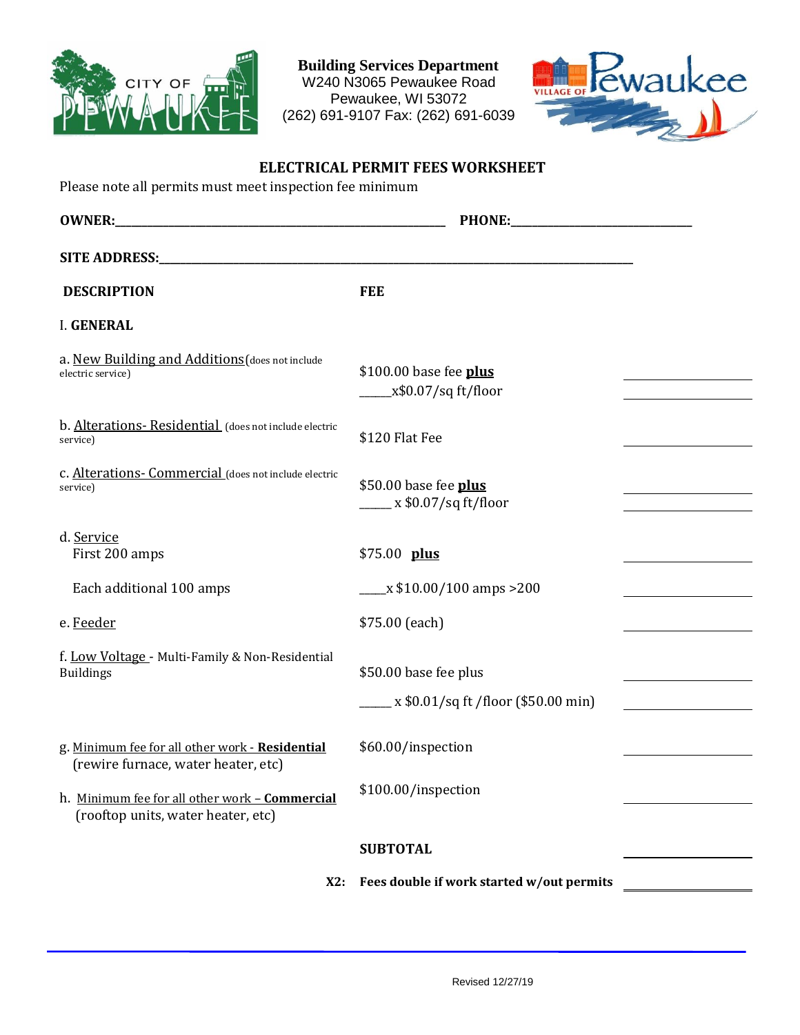**Building Services Department**
W240 N3065 Pewaukee Road
Pewaukee, WI 53072
(262) 691-9107 Fax: (262) 691-6039

## ELECTRICAL PERMIT FEES WORKSHEET

Please note all permits must meet inspection fee minimum

**OWNER:**_______________________________________________ **PHONE:**____________________________

**SITE ADDRESS:**_______________________________________________________________________________

| DESCRIPTION | FEE | |
|---|---|---|
| I. **GENERAL** | | |
| a. New Building and Additions (does not include electric service) | $100.00 base fee **plus** | __________ |
| | _____x$0.07/sq ft/floor | __________ |
| b. Alterations- Residential (does not include electric service) | $120 Flat Fee | __________ |
| c. Alterations- Commercial (does not include electric service) | $50.00 base fee **plus** | __________ |
| | _____ x $0.07/sq ft/floor | __________ |
| d. Service First 200 amps | $75.00 **plus** | __________ |
| Each additional 100 amps | ____x $10.00/100 amps >200 | __________ |
| e. Feeder | $75.00 (each) | __________ |
| f. Low Voltage - Multi-Family & Non-Residential Buildings | $50.00 base fee plus | __________ |
| | _____ x $0.01/sq ft /floor ($50.00 min) | __________ |
| g. Minimum fee for all other work - **Residential** (rewire furnace, water heater, etc) | $60.00/inspection | __________ |
| h. Minimum fee for all other work – **Commercial** (rooftop units, water heater, etc) | $100.00/inspection | __________ |
| | **SUBTOTAL** | __________ |
| **X2:** | **Fees double if work started w/out permits** | __________ |

Revised 12/27/19